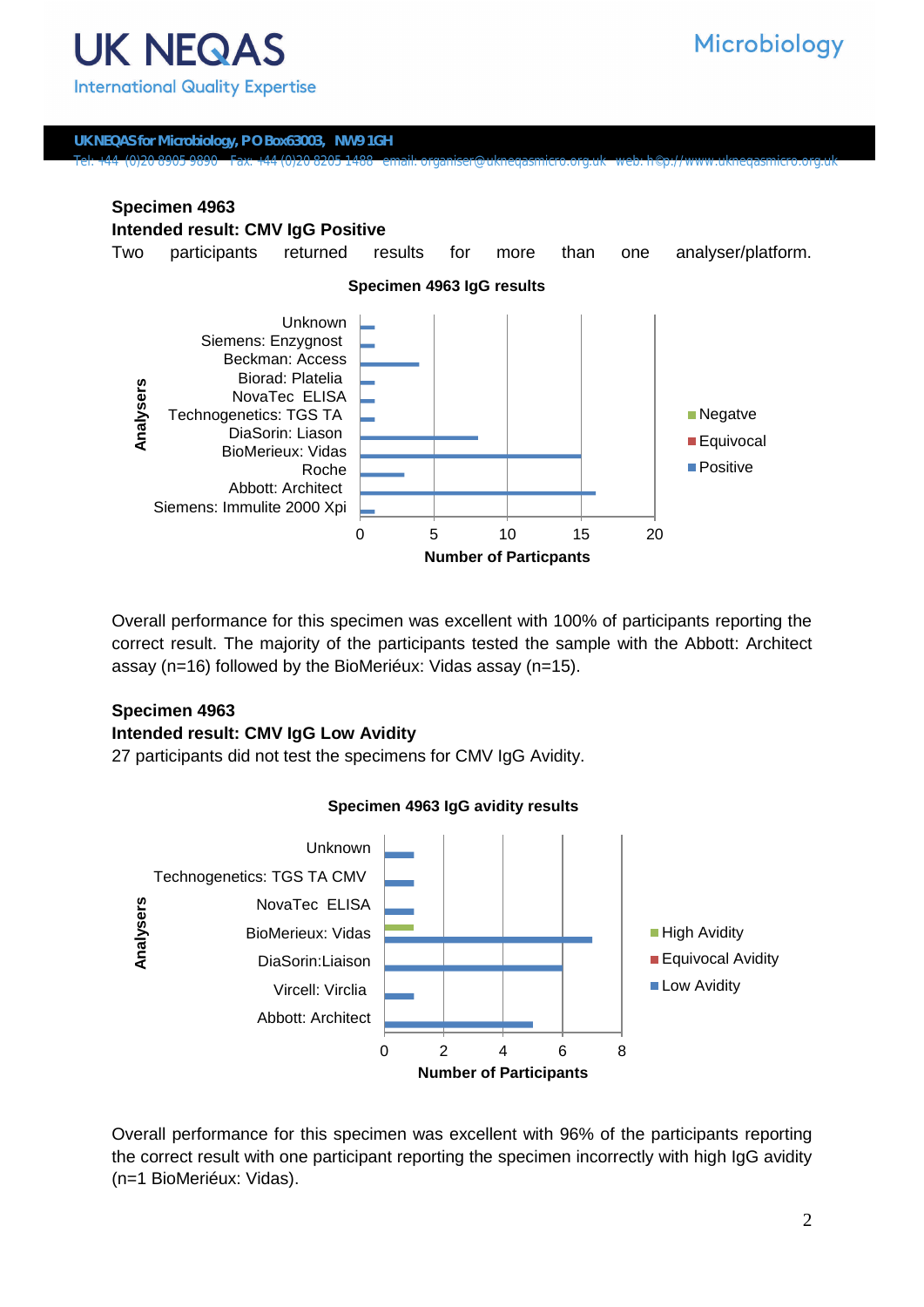**Specimen 4963**

**Intended result: CMV IgG Positive**

Two participants returned results for more than one analyser/platform.

**Specimen 4963 IgG results**

| Analysers | Negatve | Equivocal | Positive |
|---|---|---|---|
| Unknown | | | 1 |
| Siemens: Enzygnost | | | 1 |
| Beckman: Access | | | 4 |
| Biorad: Platelia | | | 1 |
| NovaTec ELISA | | | 1 |
| Technogenetics: TGS TA | | | 1 |
| DiaSorin: Liason | | | 8 |
| BioMerieux: Vidas | | | 15 |
| Roche | | | 3 |
| Abbott: Architect | | | 16 |
| Siemens: Immulite 2000 Xpi | | | 1 |

Number of Particpants

Overall performance for this specimen was excellent with 100% of participants reporting the correct result. The majority of the participants tested the sample with the Abbott: Architect assay (n=16) followed by the BioMeriéux: Vidas assay (n=15).

**Specimen 4963**

**Intended result: CMV IgG Low Avidity**

27 participants did not test the specimens for CMV IgG Avidity.

**Specimen 4963 IgG avidity results**

| Analysers | High Avidity | Equivocal Avidity | Low Avidity |
|---|---|---|---|
| Unknown | | | 1 |
| Technogenetics: TGS TA CMV | | | 1 |
| NovaTec ELISA | | | 1 |
| BioMerieux: Vidas | 1 | | 7 |
| DiaSorin:Liaison | | | 6 |
| Vircell: Virclia | | | 1 |
| Abbott: Architect | | | 5 |

Number of Participants

Overall performance for this specimen was excellent with 96% of the participants reporting the correct result with one participant reporting the specimen incorrectly with high IgG avidity (n=1 BioMeriéux: Vidas).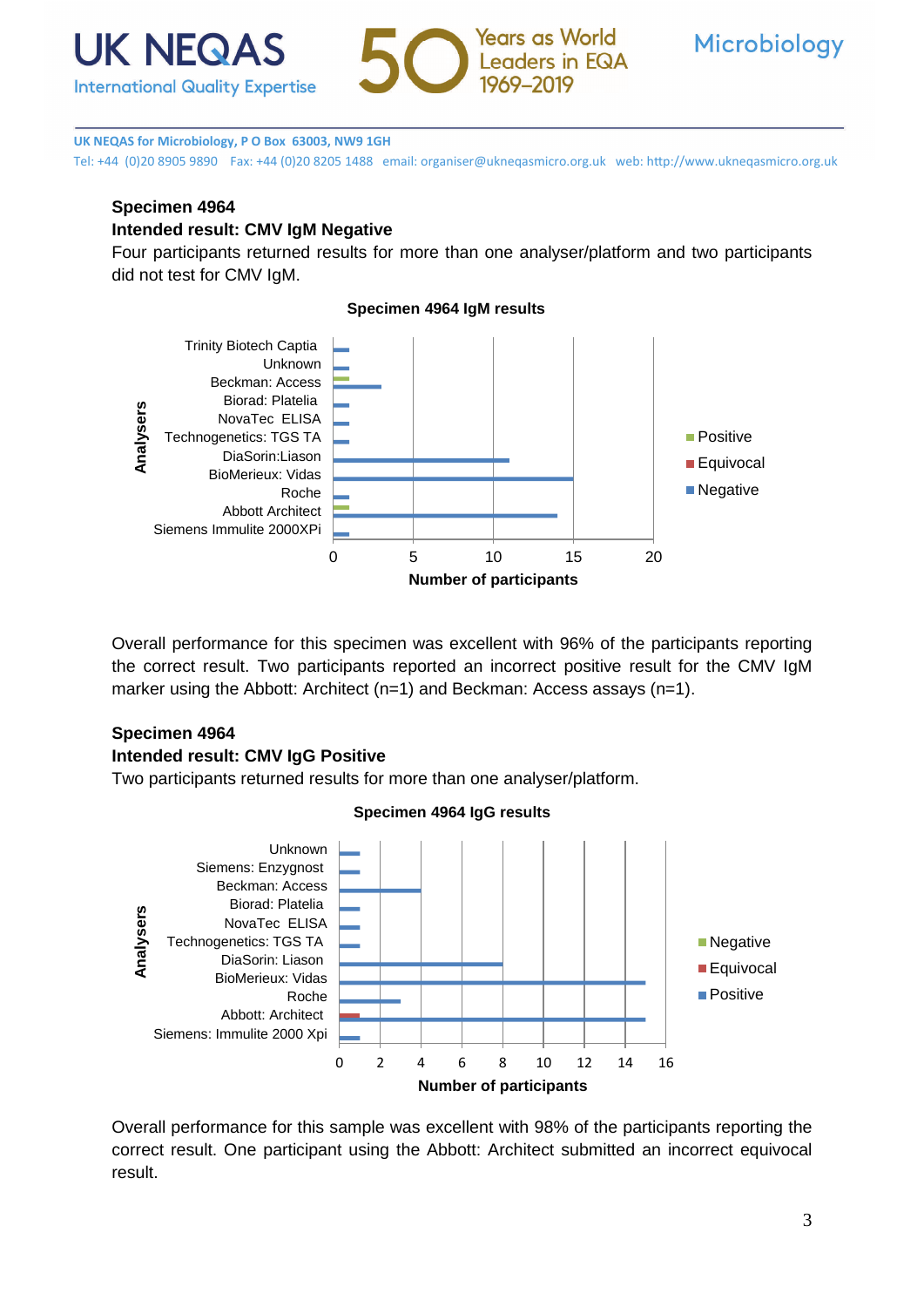**Specimen 4964**

**Intended result: CMV IgM Negative**

Four participants returned results for more than one analyser/platform and two participants did not test for CMV IgM.

**Specimen 4964 IgM results**

Overall performance for this specimen was excellent with 96% of the participants reporting the correct result. Two participants reported an incorrect positive result for the CMV IgM marker using the Abbott: Architect (n=1) and Beckman: Access assays (n=1).

**Specimen 4964**

**Intended result: CMV IgG Positive**

Two participants returned results for more than one analyser/platform.

**Specimen 4964 IgG results**

Overall performance for this sample was excellent with 98% of the participants reporting the correct result. One participant using the Abbott: Architect submitted an incorrect equivocal result.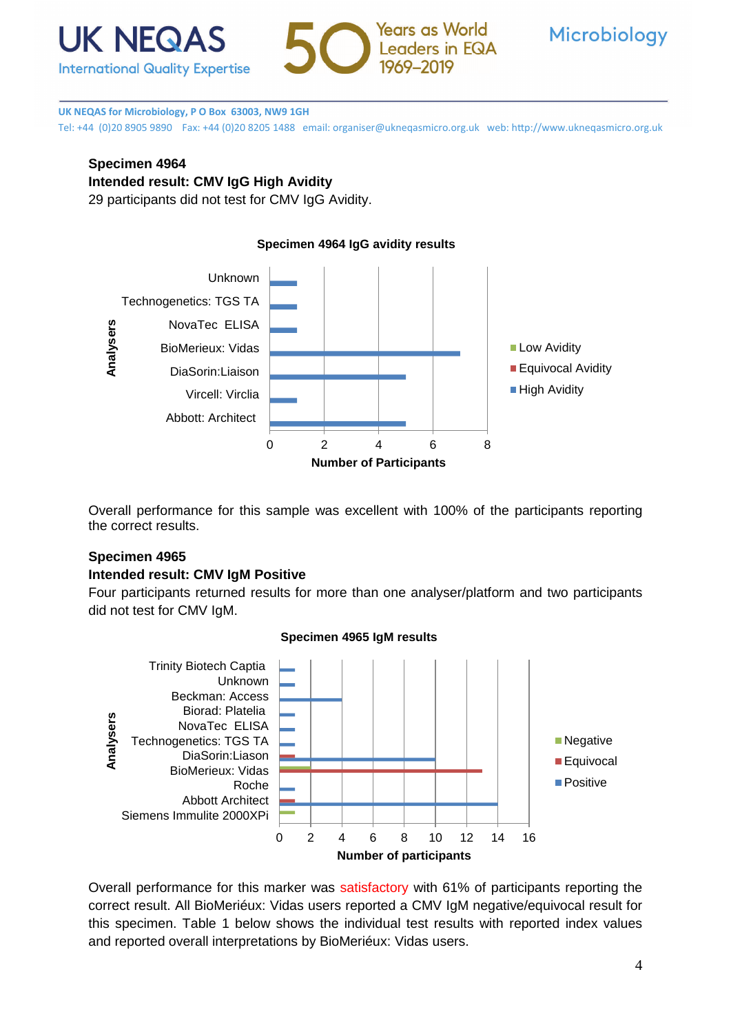### Specimen 4964

**Intended result: CMV IgG High Avidity**

29 participants did not test for CMV IgG Avidity.

**Specimen 4964 IgG avidity results**

Overall performance for this sample was excellent with 100% of the participants reporting the correct results.

### Specimen 4965

**Intended result: CMV IgM Positive**

Four participants returned results for more than one analyser/platform and two participants did not test for CMV IgM.

**Specimen 4965 IgM results**

Overall performance for this marker was satisfactory with 61% of participants reporting the correct result. All BioMeriéux: Vidas users reported a CMV IgM negative/equivocal result for this specimen. Table 1 below shows the individual test results with reported index values and reported overall interpretations by BioMeriéux: Vidas users.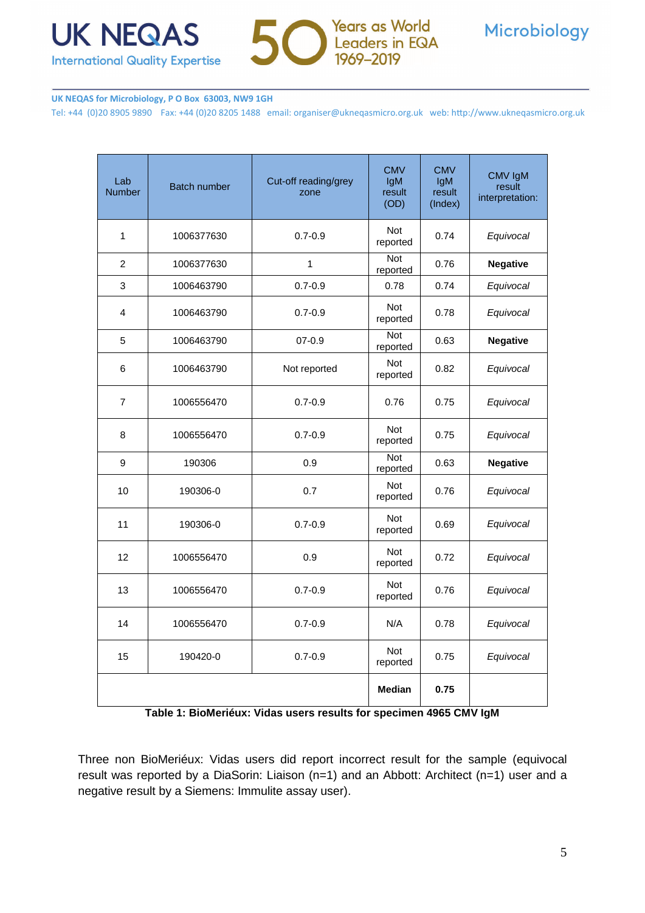| Lab Number | Batch number | Cut-off reading/grey zone | CMV IgM result (OD) | CMV IgM result (Index) | CMV IgM result interpretation: |
|---|---|---|---|---|---|
| 1 | 1006377630 | 0.7-0.9 | Not reported | 0.74 | *Equivocal* |
| 2 | 1006377630 | 1 | Not reported | 0.76 | **Negative** |
| 3 | 1006463790 | 0.7-0.9 | 0.78 | 0.74 | *Equivocal* |
| 4 | 1006463790 | 0.7-0.9 | Not reported | 0.78 | *Equivocal* |
| 5 | 1006463790 | 07-0.9 | Not reported | 0.63 | **Negative** |
| 6 | 1006463790 | Not reported | Not reported | 0.82 | *Equivocal* |
| 7 | 1006556470 | 0.7-0.9 | 0.76 | 0.75 | *Equivocal* |
| 8 | 1006556470 | 0.7-0.9 | Not reported | 0.75 | *Equivocal* |
| 9 | 190306 | 0.9 | Not reported | 0.63 | **Negative** |
| 10 | 190306-0 | 0.7 | Not reported | 0.76 | *Equivocal* |
| 11 | 190306-0 | 0.7-0.9 | Not reported | 0.69 | *Equivocal* |
| 12 | 1006556470 | 0.9 | Not reported | 0.72 | *Equivocal* |
| 13 | 1006556470 | 0.7-0.9 | Not reported | 0.76 | *Equivocal* |
| 14 | 1006556470 | 0.7-0.9 | N/A | 0.78 | *Equivocal* |
| 15 | 190420-0 | 0.7-0.9 | Not reported | 0.75 | *Equivocal* |
| | | | **Median** | **0.75** | |

**Table 1: BioMeriéux: Vidas users results for specimen 4965 CMV IgM**

Three non BioMeriéux: Vidas users did report incorrect result for the sample (equivocal result was reported by a DiaSorin: Liaison (n=1) and an Abbott: Architect (n=1) user and a negative result by a Siemens: Immulite assay user).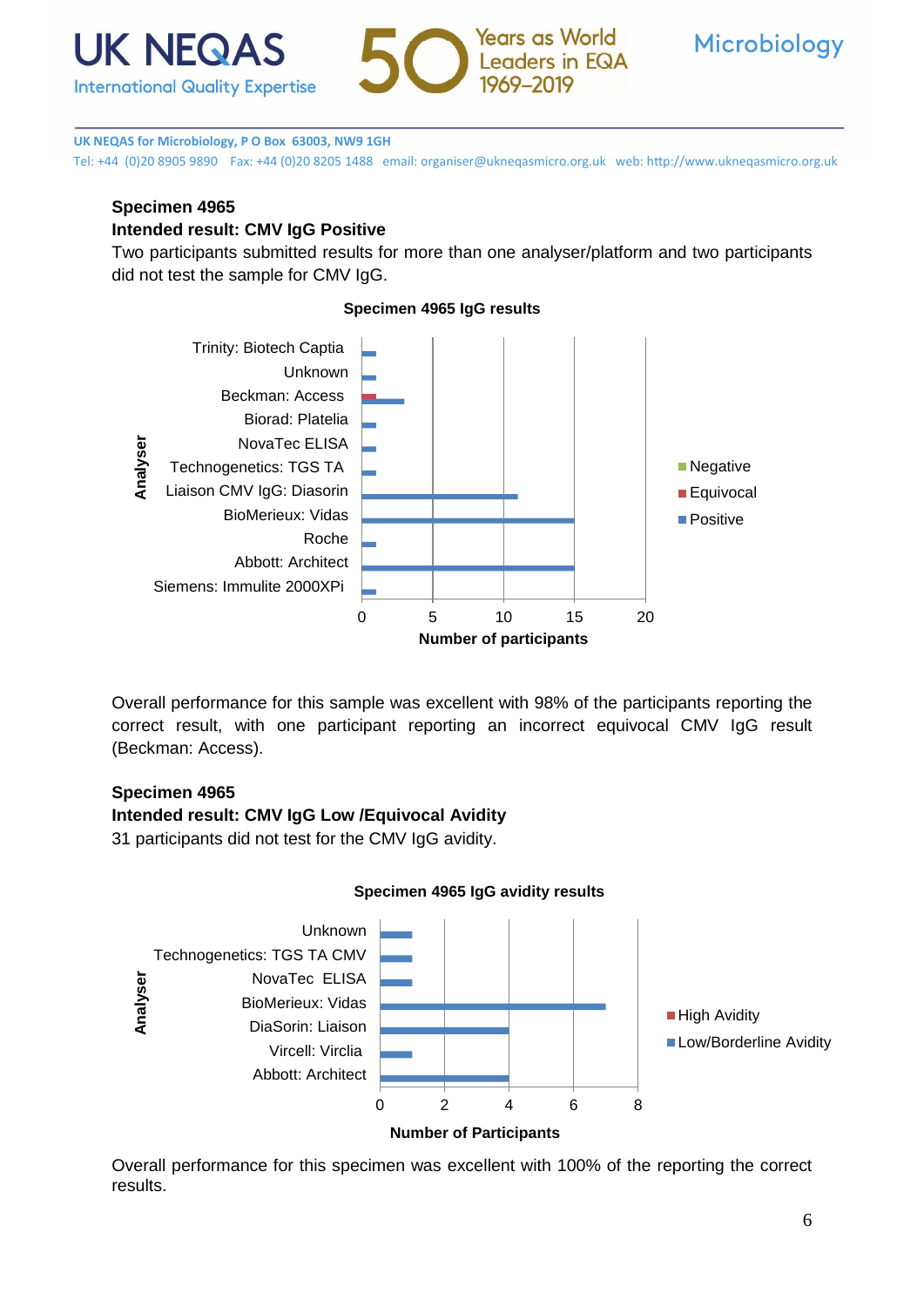**Specimen 4965**

**Intended result: CMV IgG Positive**

Two participants submitted results for more than one analyser/platform and two participants did not test the sample for CMV IgG.

Overall performance for this sample was excellent with 98% of the participants reporting the correct result, with one participant reporting an incorrect equivocal CMV IgG result (Beckman: Access).

**Specimen 4965**

**Intended result: CMV IgG Low /Equivocal Avidity**

31 participants did not test for the CMV IgG avidity.

Overall performance for this specimen was excellent with 100% of the reporting the correct results.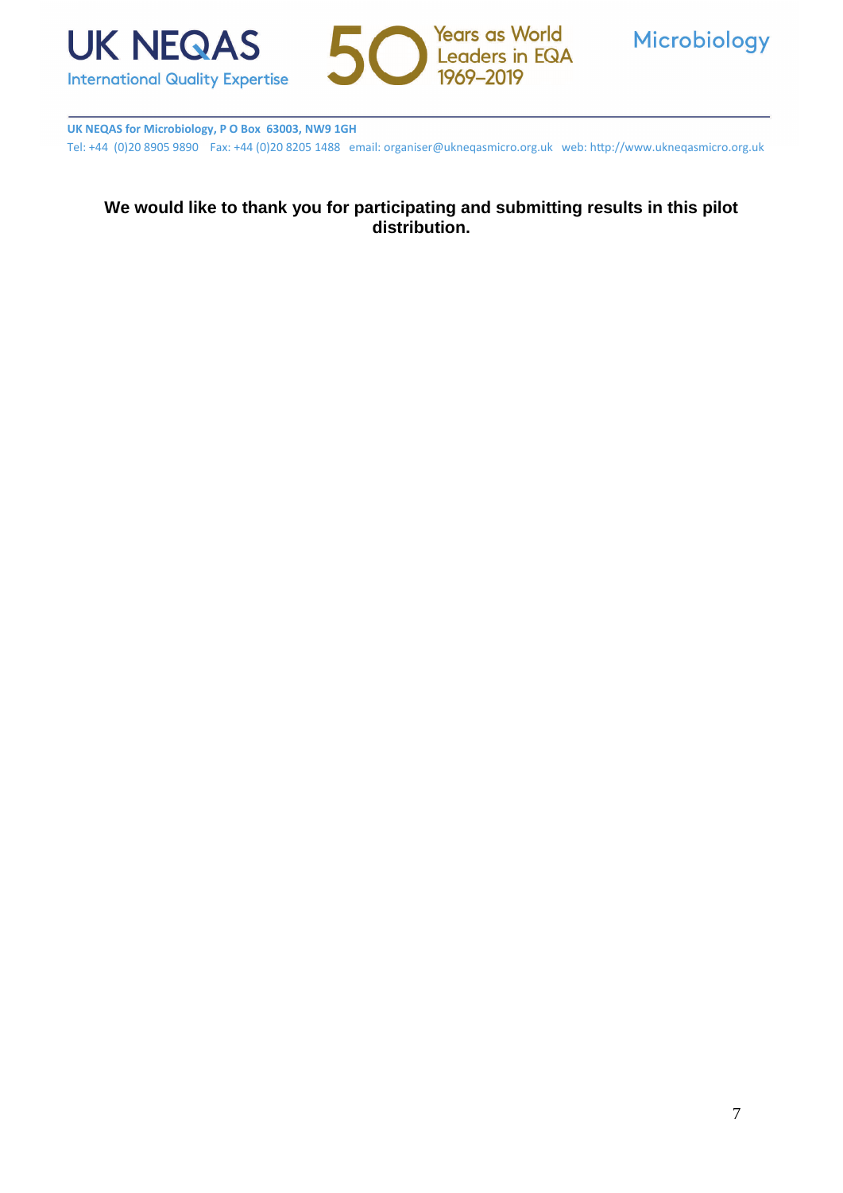**We would like to thank you for participating and submitting results in this pilot distribution.**